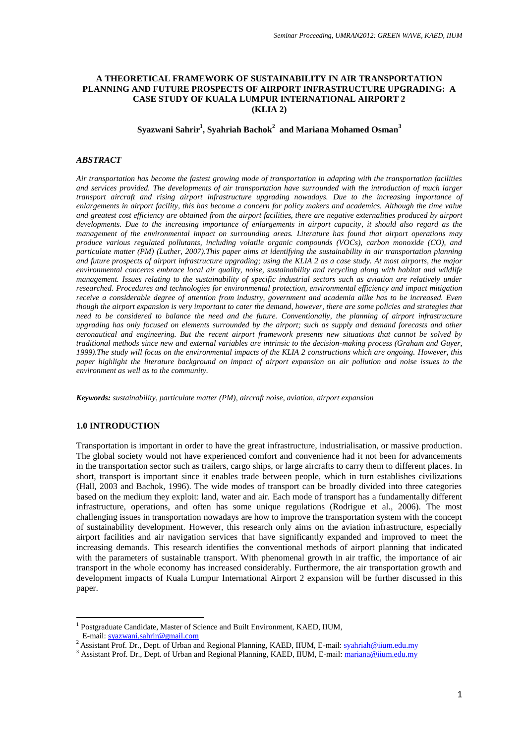# A THEORETICAL FRAMEWORK OF SUSTAINABILITY IN AIR TRANSPORTATION PLANNING AND FUTURE PROSPECTS OF AIRPORT INFRASTRUCTURE UPGRADING: A CASE STUDY OF KUALA LUMPUR INTERNATIONAL AIRPORT 2 (KLIA 2)

**Syazwani Sahrir[1], Syahriah Bachok[2] and Mariana Mohamed Osman[3]**

## *ABSTRACT*

*Air transportation has become the fastest growing mode of transportation in adapting with the transportation facilities and services provided. The developments of air transportation have surrounded with the introduction of much larger transport aircraft and rising airport infrastructure upgrading nowadays. Due to the increasing importance of enlargements in airport facility, this has become a concern for policy makers and academics. Although the time value and greatest cost efficiency are obtained from the airport facilities, there are negative externalities produced by airport developments. Due to the increasing importance of enlargements in airport capacity, it should also regard as the management of the environmental impact on surrounding areas. Literature has found that airport operations may produce various regulated pollutants, including volatile organic compounds (VOCs), carbon monoxide (CO), and particulate matter (PM) (Luther, 2007).This paper aims at identifying the sustainability in air transportation planning and future prospects of airport infrastructure upgrading; using the KLIA 2 as a case study. At most airports, the major environmental concerns embrace local air quality, noise, sustainability and recycling along with habitat and wildlife management. Issues relating to the sustainability of specific industrial sectors such as aviation are relatively under researched. Procedures and technologies for environmental protection, environmental efficiency and impact mitigation receive a considerable degree of attention from industry, government and academia alike has to be increased. Even though the airport expansion is very important to cater the demand, however, there are some policies and strategies that need to be considered to balance the need and the future. Conventionally, the planning of airport infrastructure upgrading has only focused on elements surrounded by the airport; such as supply and demand forecasts and other aeronautical and engineering. But the recent airport framework presents new situations that cannot be solved by traditional methods since new and external variables are intrinsic to the decision-making process (Graham and Guyer, 1999).The study will focus on the environmental impacts of the KLIA 2 constructions which are ongoing. However, this paper highlight the literature background on impact of airport expansion on air pollution and noise issues to the environment as well as to the community.*

***Keywords:** sustainability, particulate matter (PM), aircraft noise, aviation, airport expansion*

## 1.0 INTRODUCTION

Transportation is important in order to have the great infrastructure, industrialisation, or massive production. The global society would not have experienced comfort and convenience had it not been for advancements in the transportation sector such as trailers, cargo ships, or large aircrafts to carry them to different places. In short, transport is important since it enables trade between people, which in turn establishes civilizations (Hall, 2003 and Bachok, 1996). The wide modes of transport can be broadly divided into three categories based on the medium they exploit: land, water and air. Each mode of transport has a fundamentally different infrastructure, operations, and often has some unique regulations (Rodrigue et al., 2006). The most challenging issues in transportation nowadays are how to improve the transportation system with the concept of sustainability development. However, this research only aims on the aviation infrastructure, especially airport facilities and air navigation services that have significantly expanded and improved to meet the increasing demands. This research identifies the conventional methods of airport planning that indicated with the parameters of sustainable transport. With phenomenal growth in air traffic, the importance of air transport in the whole economy has increased considerably. Furthermore, the air transportation growth and development impacts of Kuala Lumpur International Airport 2 expansion will be further discussed in this paper.

---

[1] Postgraduate Candidate, Master of Science and Built Environment, KAED, IIUM, E-mail: syazwani.sahrir@gmail.com

[2] Assistant Prof. Dr., Dept. of Urban and Regional Planning, KAED, IIUM, E-mail: syahriah@iium.edu.my

[3] Assistant Prof. Dr., Dept. of Urban and Regional Planning, KAED, IIUM, E-mail: mariana@iium.edu.my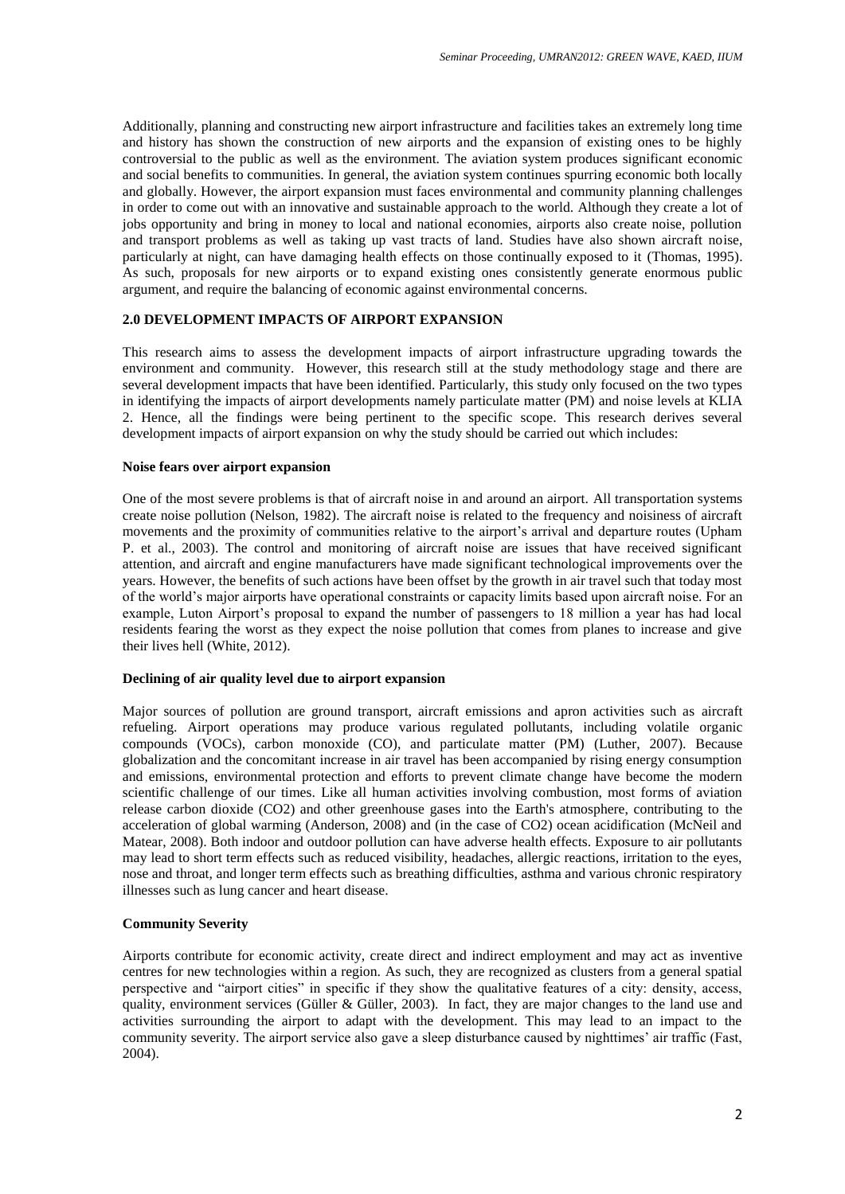Additionally, planning and constructing new airport infrastructure and facilities takes an extremely long time and history has shown the construction of new airports and the expansion of existing ones to be highly controversial to the public as well as the environment. The aviation system produces significant economic and social benefits to communities. In general, the aviation system continues spurring economic both locally and globally. However, the airport expansion must faces environmental and community planning challenges in order to come out with an innovative and sustainable approach to the world. Although they create a lot of jobs opportunity and bring in money to local and national economies, airports also create noise, pollution and transport problems as well as taking up vast tracts of land. Studies have also shown aircraft noise, particularly at night, can have damaging health effects on those continually exposed to it (Thomas, 1995). As such, proposals for new airports or to expand existing ones consistently generate enormous public argument, and require the balancing of economic against environmental concerns.

## 2.0 DEVELOPMENT IMPACTS OF AIRPORT EXPANSION

This research aims to assess the development impacts of airport infrastructure upgrading towards the environment and community. However, this research still at the study methodology stage and there are several development impacts that have been identified. Particularly, this study only focused on the two types in identifying the impacts of airport developments namely particulate matter (PM) and noise levels at KLIA 2. Hence, all the findings were being pertinent to the specific scope. This research derives several development impacts of airport expansion on why the study should be carried out which includes:

### Noise fears over airport expansion

One of the most severe problems is that of aircraft noise in and around an airport. All transportation systems create noise pollution (Nelson, 1982). The aircraft noise is related to the frequency and noisiness of aircraft movements and the proximity of communities relative to the airport's arrival and departure routes (Upham P. et al., 2003). The control and monitoring of aircraft noise are issues that have received significant attention, and aircraft and engine manufacturers have made significant technological improvements over the years. However, the benefits of such actions have been offset by the growth in air travel such that today most of the world's major airports have operational constraints or capacity limits based upon aircraft noise. For an example, Luton Airport's proposal to expand the number of passengers to 18 million a year has had local residents fearing the worst as they expect the noise pollution that comes from planes to increase and give their lives hell (White, 2012).

### Declining of air quality level due to airport expansion

Major sources of pollution are ground transport, aircraft emissions and apron activities such as aircraft refueling. Airport operations may produce various regulated pollutants, including volatile organic compounds (VOCs), carbon monoxide (CO), and particulate matter (PM) (Luther, 2007). Because globalization and the concomitant increase in air travel has been accompanied by rising energy consumption and emissions, environmental protection and efforts to prevent climate change have become the modern scientific challenge of our times. Like all human activities involving combustion, most forms of aviation release carbon dioxide (CO2) and other greenhouse gases into the Earth's atmosphere, contributing to the acceleration of global warming (Anderson, 2008) and (in the case of CO2) ocean acidification (McNeil and Matear, 2008). Both indoor and outdoor pollution can have adverse health effects. Exposure to air pollutants may lead to short term effects such as reduced visibility, headaches, allergic reactions, irritation to the eyes, nose and throat, and longer term effects such as breathing difficulties, asthma and various chronic respiratory illnesses such as lung cancer and heart disease.

### Community Severity

Airports contribute for economic activity, create direct and indirect employment and may act as inventive centres for new technologies within a region. As such, they are recognized as clusters from a general spatial perspective and "airport cities" in specific if they show the qualitative features of a city: density, access, quality, environment services (Güller & Güller, 2003). In fact, they are major changes to the land use and activities surrounding the airport to adapt with the development. This may lead to an impact to the community severity. The airport service also gave a sleep disturbance caused by nighttimes' air traffic (Fast, 2004).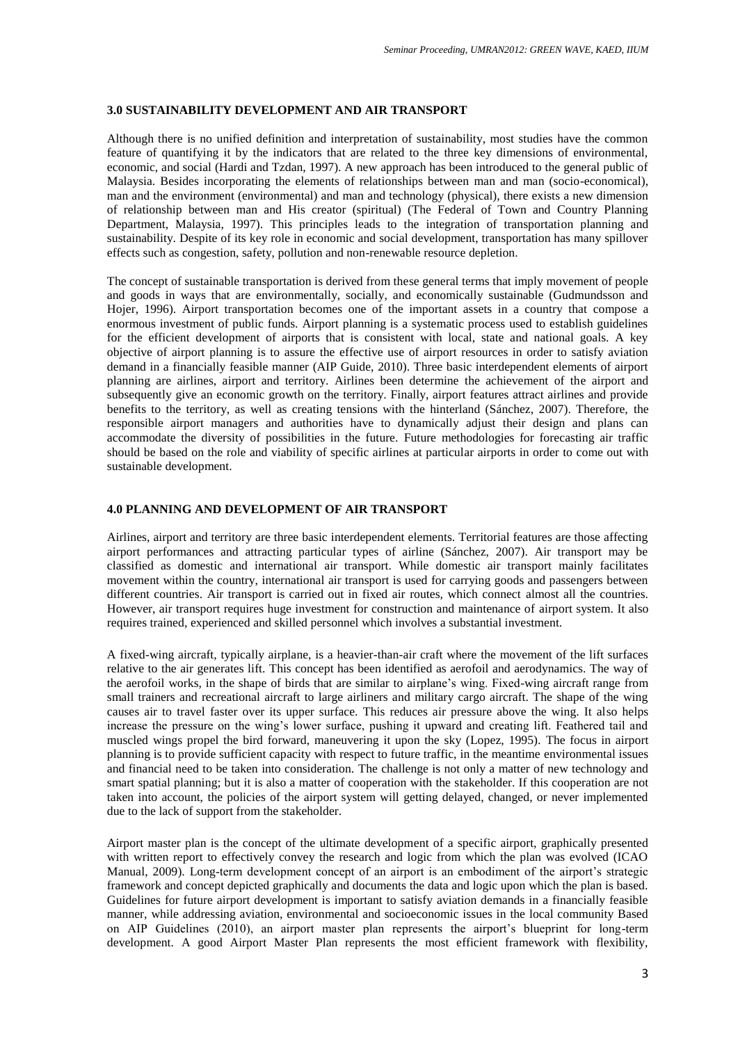## 3.0 SUSTAINABILITY DEVELOPMENT AND AIR TRANSPORT

Although there is no unified definition and interpretation of sustainability, most studies have the common feature of quantifying it by the indicators that are related to the three key dimensions of environmental, economic, and social (Hardi and Tzdan, 1997). A new approach has been introduced to the general public of Malaysia. Besides incorporating the elements of relationships between man and man (socio-economical), man and the environment (environmental) and man and technology (physical), there exists a new dimension of relationship between man and His creator (spiritual) (The Federal of Town and Country Planning Department, Malaysia, 1997). This principles leads to the integration of transportation planning and sustainability. Despite of its key role in economic and social development, transportation has many spillover effects such as congestion, safety, pollution and non-renewable resource depletion.

The concept of sustainable transportation is derived from these general terms that imply movement of people and goods in ways that are environmentally, socially, and economically sustainable (Gudmundsson and Hojer, 1996). Airport transportation becomes one of the important assets in a country that compose a enormous investment of public funds. Airport planning is a systematic process used to establish guidelines for the efficient development of airports that is consistent with local, state and national goals. A key objective of airport planning is to assure the effective use of airport resources in order to satisfy aviation demand in a financially feasible manner (AIP Guide, 2010). Three basic interdependent elements of airport planning are airlines, airport and territory. Airlines been determine the achievement of the airport and subsequently give an economic growth on the territory. Finally, airport features attract airlines and provide benefits to the territory, as well as creating tensions with the hinterland (Sánchez, 2007). Therefore, the responsible airport managers and authorities have to dynamically adjust their design and plans can accommodate the diversity of possibilities in the future. Future methodologies for forecasting air traffic should be based on the role and viability of specific airlines at particular airports in order to come out with sustainable development.

## 4.0 PLANNING AND DEVELOPMENT OF AIR TRANSPORT

Airlines, airport and territory are three basic interdependent elements. Territorial features are those affecting airport performances and attracting particular types of airline (Sánchez, 2007). Air transport may be classified as domestic and international air transport. While domestic air transport mainly facilitates movement within the country, international air transport is used for carrying goods and passengers between different countries. Air transport is carried out in fixed air routes, which connect almost all the countries. However, air transport requires huge investment for construction and maintenance of airport system. It also requires trained, experienced and skilled personnel which involves a substantial investment.

A fixed-wing aircraft, typically airplane, is a heavier-than-air craft where the movement of the lift surfaces relative to the air generates lift. This concept has been identified as aerofoil and aerodynamics. The way of the aerofoil works, in the shape of birds that are similar to airplane's wing. Fixed-wing aircraft range from small trainers and recreational aircraft to large airliners and military cargo aircraft. The shape of the wing causes air to travel faster over its upper surface. This reduces air pressure above the wing. It also helps increase the pressure on the wing's lower surface, pushing it upward and creating lift. Feathered tail and muscled wings propel the bird forward, maneuvering it upon the sky (Lopez, 1995). The focus in airport planning is to provide sufficient capacity with respect to future traffic, in the meantime environmental issues and financial need to be taken into consideration. The challenge is not only a matter of new technology and smart spatial planning; but it is also a matter of cooperation with the stakeholder. If this cooperation are not taken into account, the policies of the airport system will getting delayed, changed, or never implemented due to the lack of support from the stakeholder.

Airport master plan is the concept of the ultimate development of a specific airport, graphically presented with written report to effectively convey the research and logic from which the plan was evolved (ICAO Manual, 2009). Long-term development concept of an airport is an embodiment of the airport's strategic framework and concept depicted graphically and documents the data and logic upon which the plan is based. Guidelines for future airport development is important to satisfy aviation demands in a financially feasible manner, while addressing aviation, environmental and socioeconomic issues in the local community Based on AIP Guidelines (2010), an airport master plan represents the airport's blueprint for long-term development. A good Airport Master Plan represents the most efficient framework with flexibility,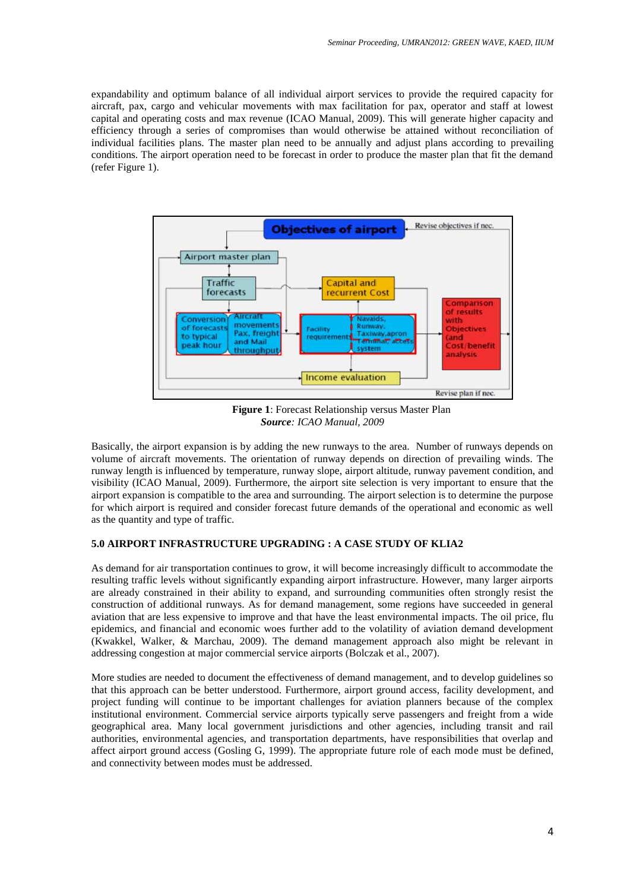expandability and optimum balance of all individual airport services to provide the required capacity for aircraft, pax, cargo and vehicular movements with max facilitation for pax, operator and staff at lowest capital and operating costs and max revenue (ICAO Manual, 2009). This will generate higher capacity and efficiency through a series of compromises than would otherwise be attained without reconciliation of individual facilities plans. The master plan need to be annually and adjust plans according to prevailing conditions. The airport operation need to be forecast in order to produce the master plan that fit the demand (refer Figure 1).

**Figure 1**: Forecast Relationship versus Master Plan
***Source**: ICAO Manual, 2009*

Basically, the airport expansion is by adding the new runways to the area. Number of runways depends on volume of aircraft movements. The orientation of runway depends on direction of prevailing winds. The runway length is influenced by temperature, runway slope, airport altitude, runway pavement condition, and visibility (ICAO Manual, 2009). Furthermore, the airport site selection is very important to ensure that the airport expansion is compatible to the area and surrounding. The airport selection is to determine the purpose for which airport is required and consider forecast future demands of the operational and economic as well as the quantity and type of traffic.

### 5.0 AIRPORT INFRASTRUCTURE UPGRADING : A CASE STUDY OF KLIA2

As demand for air transportation continues to grow, it will become increasingly difficult to accommodate the resulting traffic levels without significantly expanding airport infrastructure. However, many larger airports are already constrained in their ability to expand, and surrounding communities often strongly resist the construction of additional runways. As for demand management, some regions have succeeded in general aviation that are less expensive to improve and that have the least environmental impacts. The oil price, flu epidemics, and financial and economic woes further add to the volatility of aviation demand development (Kwakkel, Walker, & Marchau, 2009). The demand management approach also might be relevant in addressing congestion at major commercial service airports (Bolczak et al., 2007).

More studies are needed to document the effectiveness of demand management, and to develop guidelines so that this approach can be better understood. Furthermore, airport ground access, facility development, and project funding will continue to be important challenges for aviation planners because of the complex institutional environment. Commercial service airports typically serve passengers and freight from a wide geographical area. Many local government jurisdictions and other agencies, including transit and rail authorities, environmental agencies, and transportation departments, have responsibilities that overlap and affect airport ground access (Gosling G, 1999). The appropriate future role of each mode must be defined, and connectivity between modes must be addressed.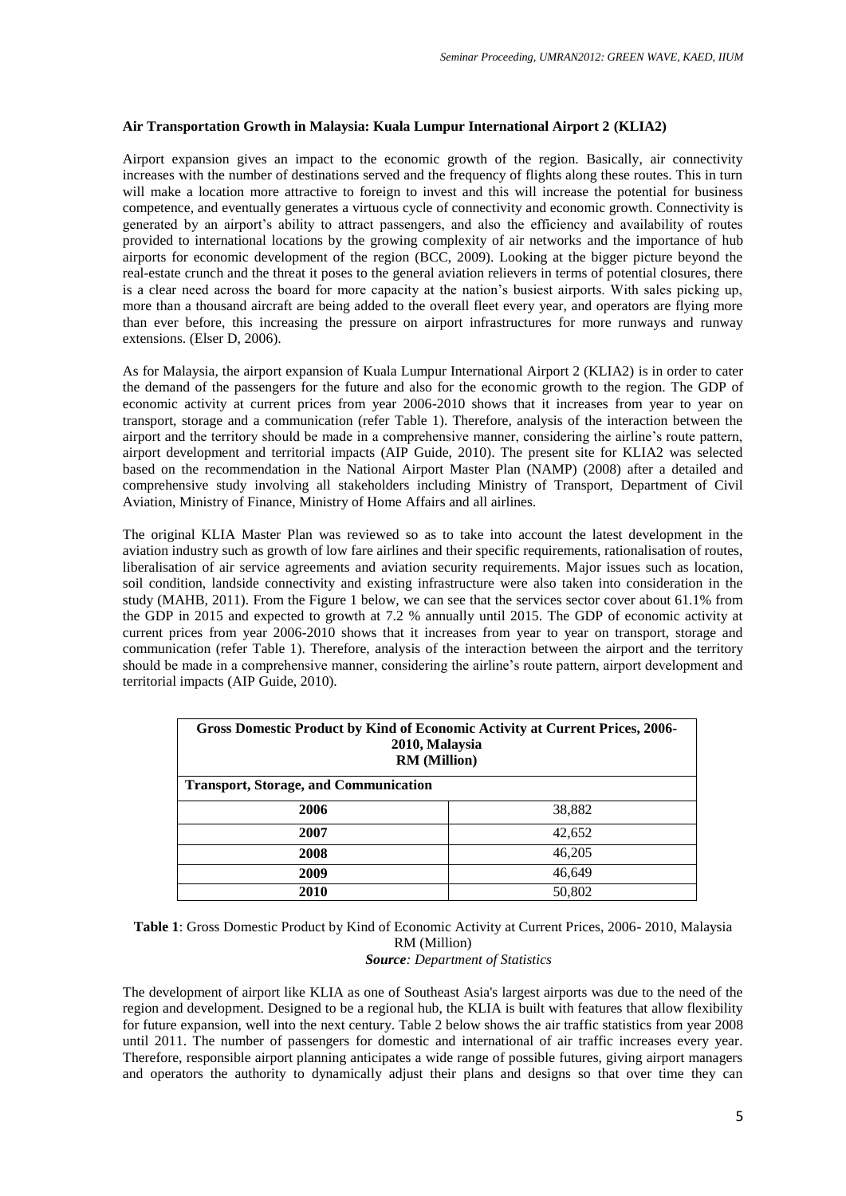**Air Transportation Growth in Malaysia: Kuala Lumpur International Airport 2 (KLIA2)**

Airport expansion gives an impact to the economic growth of the region. Basically, air connectivity increases with the number of destinations served and the frequency of flights along these routes. This in turn will make a location more attractive to foreign to invest and this will increase the potential for business competence, and eventually generates a virtuous cycle of connectivity and economic growth. Connectivity is generated by an airport's ability to attract passengers, and also the efficiency and availability of routes provided to international locations by the growing complexity of air networks and the importance of hub airports for economic development of the region (BCC, 2009). Looking at the bigger picture beyond the real-estate crunch and the threat it poses to the general aviation relievers in terms of potential closures, there is a clear need across the board for more capacity at the nation's busiest airports. With sales picking up, more than a thousand aircraft are being added to the overall fleet every year, and operators are flying more than ever before, this increasing the pressure on airport infrastructures for more runways and runway extensions. (Elser D, 2006).

As for Malaysia, the airport expansion of Kuala Lumpur International Airport 2 (KLIA2) is in order to cater the demand of the passengers for the future and also for the economic growth to the region. The GDP of economic activity at current prices from year 2006-2010 shows that it increases from year to year on transport, storage and a communication (refer Table 1). Therefore, analysis of the interaction between the airport and the territory should be made in a comprehensive manner, considering the airline's route pattern, airport development and territorial impacts (AIP Guide, 2010). The present site for KLIA2 was selected based on the recommendation in the National Airport Master Plan (NAMP) (2008) after a detailed and comprehensive study involving all stakeholders including Ministry of Transport, Department of Civil Aviation, Ministry of Finance, Ministry of Home Affairs and all airlines.

The original KLIA Master Plan was reviewed so as to take into account the latest development in the aviation industry such as growth of low fare airlines and their specific requirements, rationalisation of routes, liberalisation of air service agreements and aviation security requirements. Major issues such as location, soil condition, landside connectivity and existing infrastructure were also taken into consideration in the study (MAHB, 2011). From the Figure 1 below, we can see that the services sector cover about 61.1% from the GDP in 2015 and expected to growth at 7.2 % annually until 2015. The GDP of economic activity at current prices from year 2006-2010 shows that it increases from year to year on transport, storage and communication (refer Table 1). Therefore, analysis of the interaction between the airport and the territory should be made in a comprehensive manner, considering the airline's route pattern, airport development and territorial impacts (AIP Guide, 2010).

| **Gross Domestic Product by Kind of Economic Activity at Current Prices, 2006-2010, Malaysia RM (Million)** | |
|---|---|
| **Transport, Storage, and Communication** | |
| **2006** | 38,882 |
| **2007** | 42,652 |
| **2008** | 46,205 |
| **2009** | 46,649 |
| **2010** | 50,802 |

**Table 1**: Gross Domestic Product by Kind of Economic Activity at Current Prices, 2006- 2010, Malaysia RM (Million)
***Source**: Department of Statistics*

The development of airport like KLIA as one of Southeast Asia's largest airports was due to the need of the region and development. Designed to be a regional hub, the KLIA is built with features that allow flexibility for future expansion, well into the next century. Table 2 below shows the air traffic statistics from year 2008 until 2011. The number of passengers for domestic and international of air traffic increases every year. Therefore, responsible airport planning anticipates a wide range of possible futures, giving airport managers and operators the authority to dynamically adjust their plans and designs so that over time they can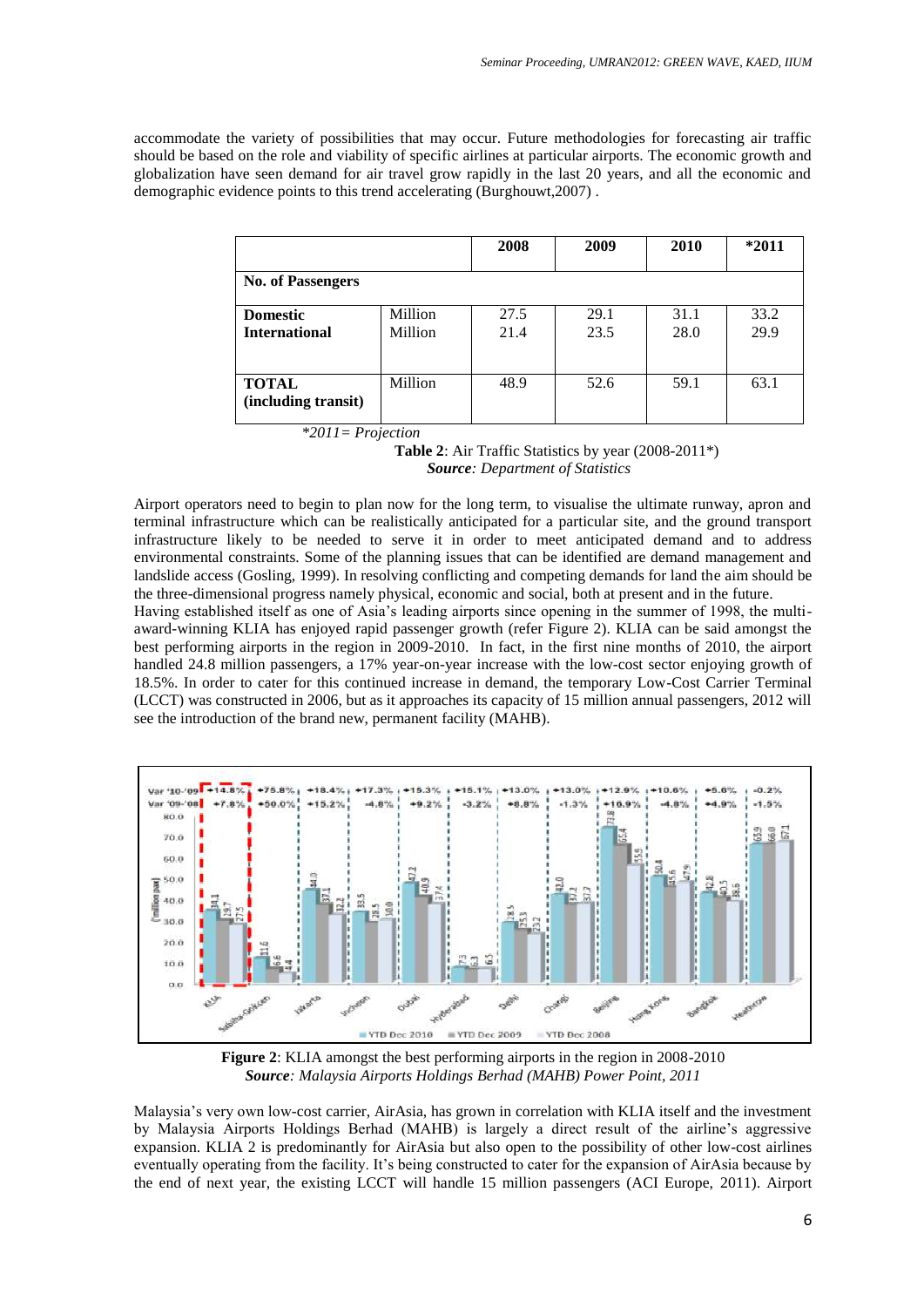accommodate the variety of possibilities that may occur. Future methodologies for forecasting air traffic should be based on the role and viability of specific airlines at particular airports. The economic growth and globalization have seen demand for air travel grow rapidly in the last 20 years, and all the economic and demographic evidence points to this trend accelerating (Burghouwt,2007) .

| | | 2008 | 2009 | 2010 | *2011 |
|---|---|---|---|---|---|
| **No. of Passengers** | | | | | |
| **Domestic** | Million | 27.5 | 29.1 | 31.1 | 33.2 |
| **International** | Million | 21.4 | 23.5 | 28.0 | 29.9 |
| **TOTAL (including transit)** | Million | 48.9 | 52.6 | 59.1 | 63.1 |

*\*2011= Projection*

**Table 2**: Air Traffic Statistics by year (2008-2011*)
***Source**: Department of Statistics*

Airport operators need to begin to plan now for the long term, to visualise the ultimate runway, apron and terminal infrastructure which can be realistically anticipated for a particular site, and the ground transport infrastructure likely to be needed to serve it in order to meet anticipated demand and to address environmental constraints. Some of the planning issues that can be identified are demand management and landslide access (Gosling, 1999). In resolving conflicting and competing demands for land the aim should be the three-dimensional progress namely physical, economic and social, both at present and in the future.

Having established itself as one of Asia's leading airports since opening in the summer of 1998, the multi-award-winning KLIA has enjoyed rapid passenger growth (refer Figure 2). KLIA can be said amongst the best performing airports in the region in 2009-2010. In fact, in the first nine months of 2010, the airport handled 24.8 million passengers, a 17% year-on-year increase with the low-cost sector enjoying growth of 18.5%. In order to cater for this continued increase in demand, the temporary Low-Cost Carrier Terminal (LCCT) was constructed in 2006, but as it approaches its capacity of 15 million annual passengers, 2012 will see the introduction of the brand new, permanent facility (MAHB).

**Figure 2**: KLIA amongst the best performing airports in the region in 2008-2010
***Source**: Malaysia Airports Holdings Berhad (MAHB) Power Point, 2011*

Malaysia's very own low-cost carrier, AirAsia, has grown in correlation with KLIA itself and the investment by Malaysia Airports Holdings Berhad (MAHB) is largely a direct result of the airline's aggressive expansion. KLIA 2 is predominantly for AirAsia but also open to the possibility of other low-cost airlines eventually operating from the facility. It's being constructed to cater for the expansion of AirAsia because by the end of next year, the existing LCCT will handle 15 million passengers (ACI Europe, 2011). Airport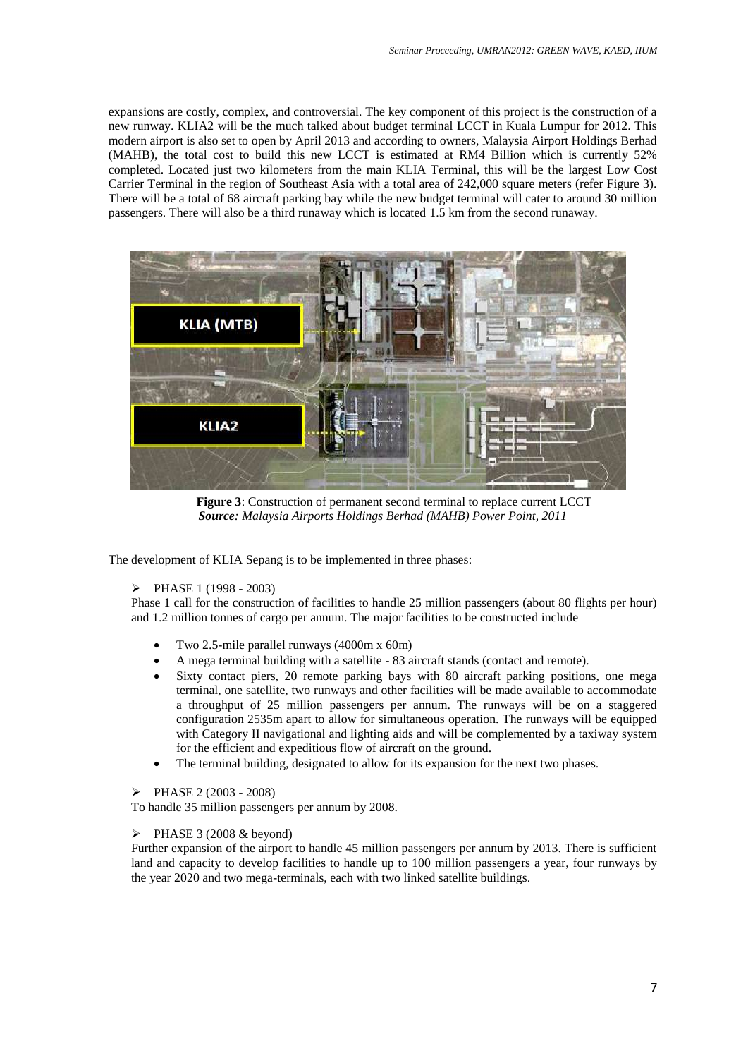expansions are costly, complex, and controversial. The key component of this project is the construction of a new runway. KLIA2 will be the much talked about budget terminal LCCT in Kuala Lumpur for 2012. This modern airport is also set to open by April 2013 and according to owners, Malaysia Airport Holdings Berhad (MAHB), the total cost to build this new LCCT is estimated at RM4 Billion which is currently 52% completed. Located just two kilometers from the main KLIA Terminal, this will be the largest Low Cost Carrier Terminal in the region of Southeast Asia with a total area of 242,000 square meters (refer Figure 3). There will be a total of 68 aircraft parking bay while the new budget terminal will cater to around 30 million passengers. There will also be a third runaway which is located 1.5 km from the second runaway.

**Figure 3**: Construction of permanent second terminal to replace current LCCT
***Source****: Malaysia Airports Holdings Berhad (MAHB) Power Point, 2011*

The development of KLIA Sepang is to be implemented in three phases:

- PHASE 1 (1998 - 2003)

Phase 1 call for the construction of facilities to handle 25 million passengers (about 80 flights per hour) and 1.2 million tonnes of cargo per annum. The major facilities to be constructed include

- Two 2.5-mile parallel runways (4000m x 60m)
- A mega terminal building with a satellite - 83 aircraft stands (contact and remote).
- Sixty contact piers, 20 remote parking bays with 80 aircraft parking positions, one mega terminal, one satellite, two runways and other facilities will be made available to accommodate a throughput of 25 million passengers per annum. The runways will be on a staggered configuration 2535m apart to allow for simultaneous operation. The runways will be equipped with Category II navigational and lighting aids and will be complemented by a taxiway system for the efficient and expeditious flow of aircraft on the ground.
- The terminal building, designated to allow for its expansion for the next two phases.

- PHASE 2 (2003 - 2008)

To handle 35 million passengers per annum by 2008.

- PHASE 3 (2008 & beyond)

Further expansion of the airport to handle 45 million passengers per annum by 2013. There is sufficient land and capacity to develop facilities to handle up to 100 million passengers a year, four runways by the year 2020 and two mega-terminals, each with two linked satellite buildings.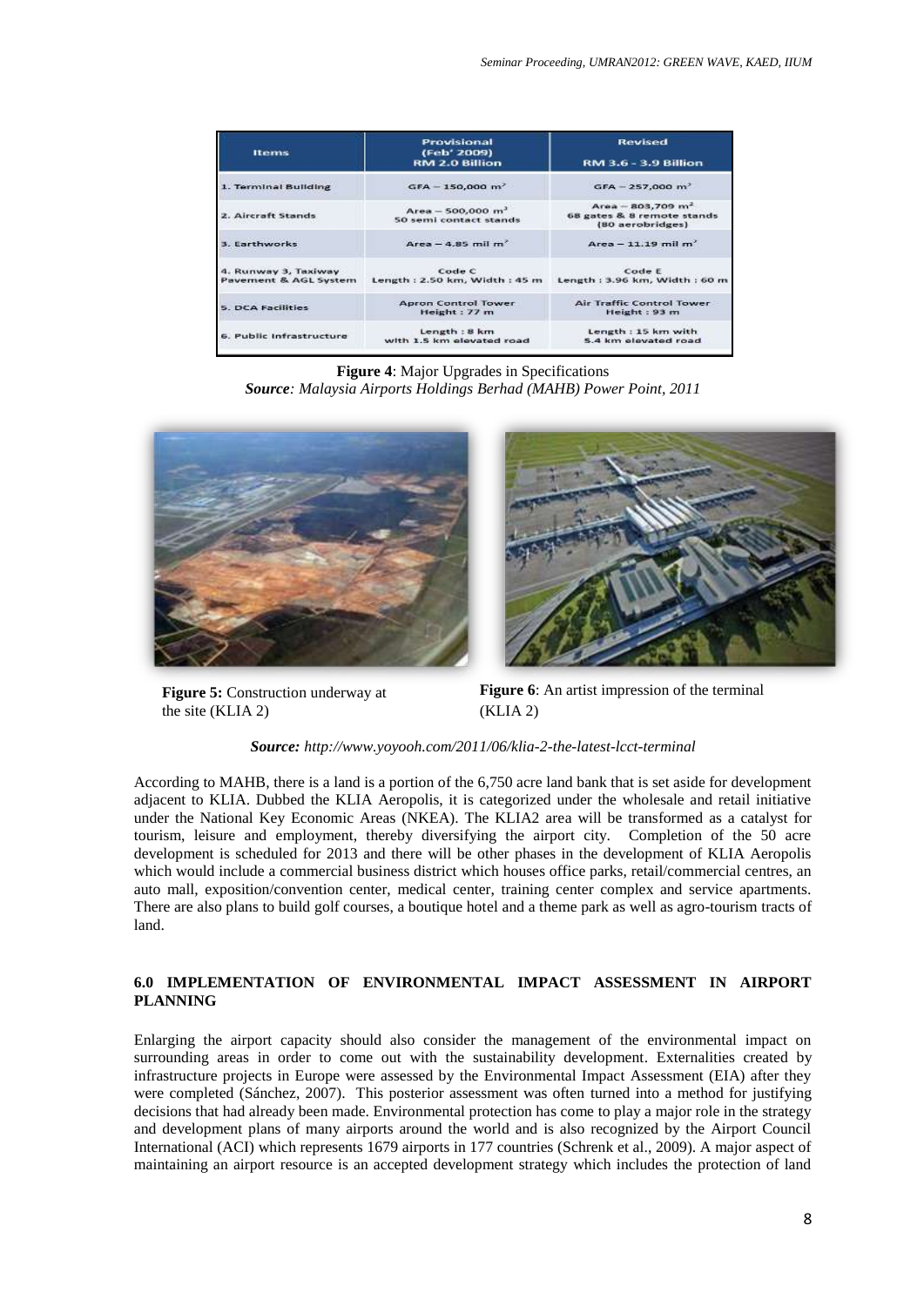| Items | Provisional (Feb' 2009) RM 2.0 Billion | Revised RM 3.6 - 3.9 Billion |
| --- | --- | --- |
| 1. Terminal Building | GFA – 150,000 m² | GFA – 257,000 m² |
| 2. Aircraft Stands | Area – 500,000 m² 50 semi contact stands | Area – 803,709 m² 68 gates & 8 remote stands (80 aerobridges) |
| 3. Earthworks | Area – 4.85 mil m² | Area – 11.19 mil m² |
| 4. Runway 3, Taxiway Pavement & AGL System | Code C Length : 2.50 km, Width : 45 m | Code E Length : 3.96 km, Width : 60 m |
| 5. DCA Facilities | Apron Control Tower Height : 77 m | Air Traffic Control Tower Height : 93 m |
| 6. Public Infrastructure | Length : 8 km with 1.5 km elevated road | Length : 15 km with 5.4 km elevated road |

**Figure 4**: Major Upgrades in Specifications
***Source**: Malaysia Airports Holdings Berhad (MAHB) Power Point, 2011*

**Figure 5:** Construction underway at the site (KLIA 2)

**Figure 6**: An artist impression of the terminal (KLIA 2)

***Source:** http://www.yoyooh.com/2011/06/klia-2-the-latest-lcct-terminal*

According to MAHB, there is a land is a portion of the 6,750 acre land bank that is set aside for development adjacent to KLIA. Dubbed the KLIA Aeropolis, it is categorized under the wholesale and retail initiative under the National Key Economic Areas (NKEA). The KLIA2 area will be transformed as a catalyst for tourism, leisure and employment, thereby diversifying the airport city. Completion of the 50 acre development is scheduled for 2013 and there will be other phases in the development of KLIA Aeropolis which would include a commercial business district which houses office parks, retail/commercial centres, an auto mall, exposition/convention center, medical center, training center complex and service apartments. There are also plans to build golf courses, a boutique hotel and a theme park as well as agro-tourism tracts of land.

## 6.0 IMPLEMENTATION OF ENVIRONMENTAL IMPACT ASSESSMENT IN AIRPORT PLANNING

Enlarging the airport capacity should also consider the management of the environmental impact on surrounding areas in order to come out with the sustainability development. Externalities created by infrastructure projects in Europe were assessed by the Environmental Impact Assessment (EIA) after they were completed (Sánchez, 2007). This posterior assessment was often turned into a method for justifying decisions that had already been made. Environmental protection has come to play a major role in the strategy and development plans of many airports around the world and is also recognized by the Airport Council International (ACI) which represents 1679 airports in 177 countries (Schrenk et al., 2009). A major aspect of maintaining an airport resource is an accepted development strategy which includes the protection of land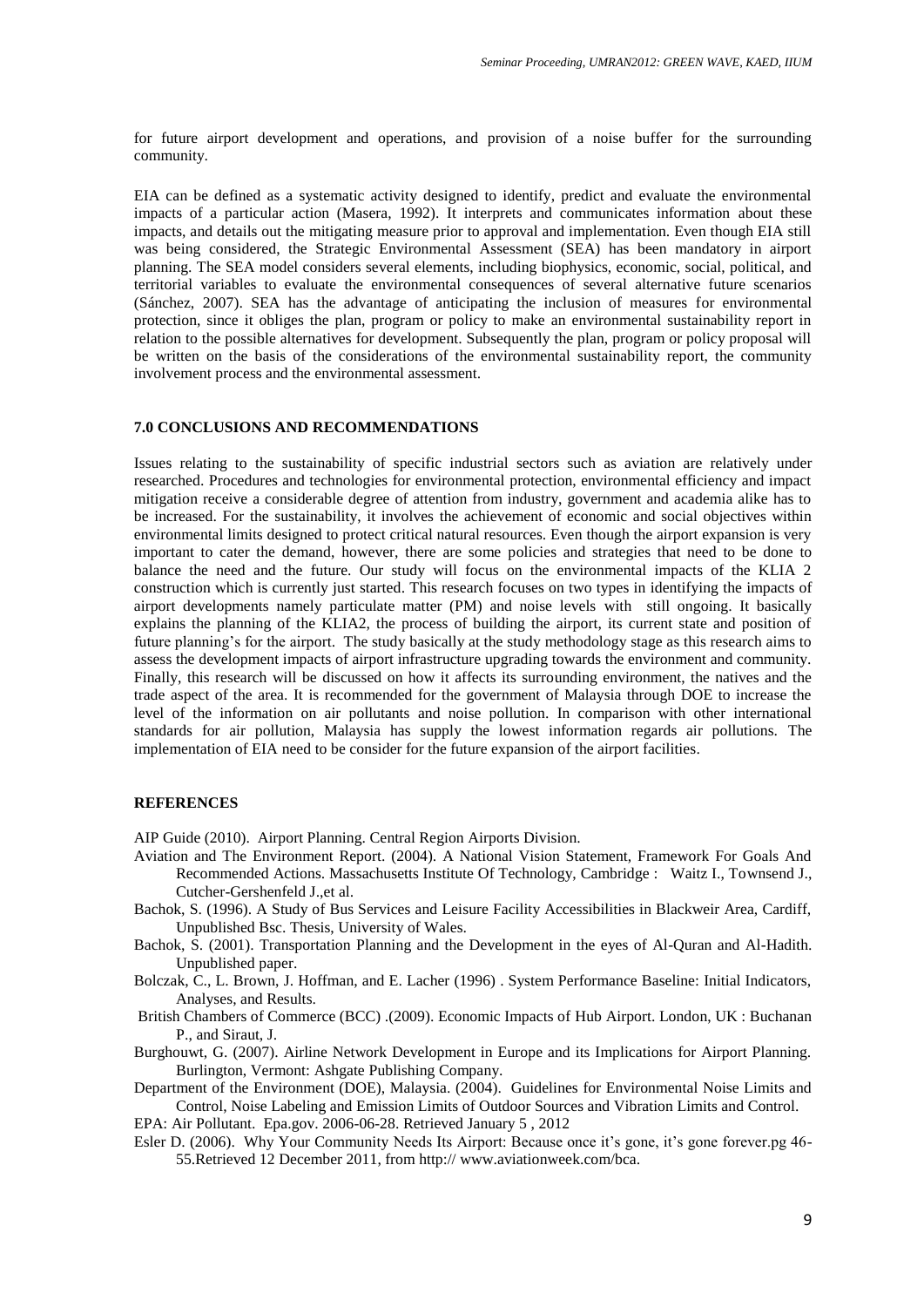for future airport development and operations, and provision of a noise buffer for the surrounding community.

EIA can be defined as a systematic activity designed to identify, predict and evaluate the environmental impacts of a particular action (Masera, 1992). It interprets and communicates information about these impacts, and details out the mitigating measure prior to approval and implementation. Even though EIA still was being considered, the Strategic Environmental Assessment (SEA) has been mandatory in airport planning. The SEA model considers several elements, including biophysics, economic, social, political, and territorial variables to evaluate the environmental consequences of several alternative future scenarios (Sánchez, 2007). SEA has the advantage of anticipating the inclusion of measures for environmental protection, since it obliges the plan, program or policy to make an environmental sustainability report in relation to the possible alternatives for development. Subsequently the plan, program or policy proposal will be written on the basis of the considerations of the environmental sustainability report, the community involvement process and the environmental assessment.

## 7.0 CONCLUSIONS AND RECOMMENDATIONS

Issues relating to the sustainability of specific industrial sectors such as aviation are relatively under researched. Procedures and technologies for environmental protection, environmental efficiency and impact mitigation receive a considerable degree of attention from industry, government and academia alike has to be increased. For the sustainability, it involves the achievement of economic and social objectives within environmental limits designed to protect critical natural resources. Even though the airport expansion is very important to cater the demand, however, there are some policies and strategies that need to be done to balance the need and the future. Our study will focus on the environmental impacts of the KLIA 2 construction which is currently just started. This research focuses on two types in identifying the impacts of airport developments namely particulate matter (PM) and noise levels with still ongoing. It basically explains the planning of the KLIA2, the process of building the airport, its current state and position of future planning's for the airport. The study basically at the study methodology stage as this research aims to assess the development impacts of airport infrastructure upgrading towards the environment and community. Finally, this research will be discussed on how it affects its surrounding environment, the natives and the trade aspect of the area. It is recommended for the government of Malaysia through DOE to increase the level of the information on air pollutants and noise pollution. In comparison with other international standards for air pollution, Malaysia has supply the lowest information regards air pollutions. The implementation of EIA need to be consider for the future expansion of the airport facilities.

## REFERENCES

AIP Guide (2010). Airport Planning. Central Region Airports Division.

Aviation and The Environment Report. (2004). A National Vision Statement, Framework For Goals And Recommended Actions. Massachusetts Institute Of Technology, Cambridge : Waitz I., Townsend J., Cutcher-Gershenfeld J.,et al.

Bachok, S. (1996). A Study of Bus Services and Leisure Facility Accessibilities in Blackweir Area, Cardiff, Unpublished Bsc. Thesis, University of Wales.

Bachok, S. (2001). Transportation Planning and the Development in the eyes of Al-Quran and Al-Hadith. Unpublished paper.

Bolczak, C., L. Brown, J. Hoffman, and E. Lacher (1996) . System Performance Baseline: Initial Indicators, Analyses, and Results.

British Chambers of Commerce (BCC) .(2009). Economic Impacts of Hub Airport. London, UK : Buchanan P., and Siraut, J.

Burghouwt, G. (2007). Airline Network Development in Europe and its Implications for Airport Planning. Burlington, Vermont: Ashgate Publishing Company.

Department of the Environment (DOE), Malaysia. (2004). Guidelines for Environmental Noise Limits and Control, Noise Labeling and Emission Limits of Outdoor Sources and Vibration Limits and Control.

EPA: Air Pollutant. Epa.gov. 2006-06-28. Retrieved January 5 , 2012

Esler D. (2006). Why Your Community Needs Its Airport: Because once it's gone, it's gone forever.pg 46-55.Retrieved 12 December 2011, from http:// www.aviationweek.com/bca.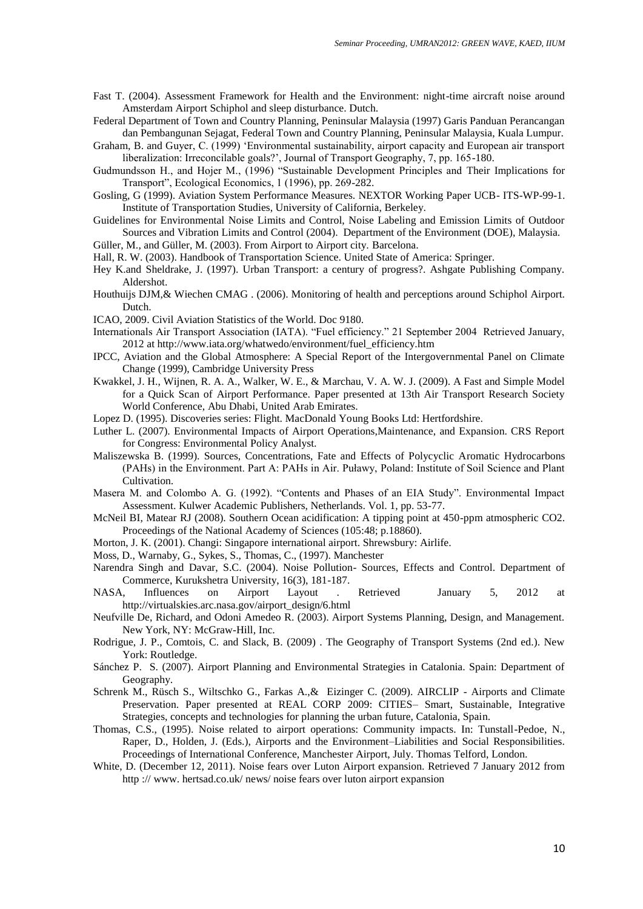Fast T. (2004). Assessment Framework for Health and the Environment: night-time aircraft noise around Amsterdam Airport Schiphol and sleep disturbance. Dutch.

Federal Department of Town and Country Planning, Peninsular Malaysia (1997) Garis Panduan Perancangan dan Pembangunan Sejagat, Federal Town and Country Planning, Peninsular Malaysia, Kuala Lumpur.

Graham, B. and Guyer, C. (1999) 'Environmental sustainability, airport capacity and European air transport liberalization: Irreconcilable goals?', Journal of Transport Geography, 7, pp. 165-180.

Gudmundsson H., and Hojer M., (1996) "Sustainable Development Principles and Their Implications for Transport", Ecological Economics, 1 (1996), pp. 269-282.

Gosling, G (1999). Aviation System Performance Measures. NEXTOR Working Paper UCB- ITS-WP-99-1. Institute of Transportation Studies, University of California, Berkeley.

Guidelines for Environmental Noise Limits and Control, Noise Labeling and Emission Limits of Outdoor Sources and Vibration Limits and Control (2004). Department of the Environment (DOE), Malaysia.

Güller, M., and Güller, M. (2003). From Airport to Airport city. Barcelona.

Hall, R. W. (2003). Handbook of Transportation Science. United State of America: Springer.

Hey K.and Sheldrake, J. (1997). Urban Transport: a century of progress?. Ashgate Publishing Company. Aldershot.

Houthuijs DJM,& Wiechen CMAG . (2006). Monitoring of health and perceptions around Schiphol Airport. Dutch.

ICAO, 2009. Civil Aviation Statistics of the World. Doc 9180.

Internationals Air Transport Association (IATA). "Fuel efficiency." 21 September 2004 Retrieved January, 2012 at http://www.iata.org/whatwedo/environment/fuel_efficiency.htm

IPCC, Aviation and the Global Atmosphere: A Special Report of the Intergovernmental Panel on Climate Change (1999), Cambridge University Press

Kwakkel, J. H., Wijnen, R. A. A., Walker, W. E., & Marchau, V. A. W. J. (2009). A Fast and Simple Model for a Quick Scan of Airport Performance. Paper presented at 13th Air Transport Research Society World Conference, Abu Dhabi, United Arab Emirates.

Lopez D. (1995). Discoveries series: Flight. MacDonald Young Books Ltd: Hertfordshire.

Luther L. (2007). Environmental Impacts of Airport Operations,Maintenance, and Expansion. CRS Report for Congress: Environmental Policy Analyst.

Maliszewska B. (1999). Sources, Concentrations, Fate and Effects of Polycyclic Aromatic Hydrocarbons (PAHs) in the Environment. Part A: PAHs in Air. Puławy, Poland: Institute of Soil Science and Plant Cultivation.

Masera M. and Colombo A. G. (1992). "Contents and Phases of an EIA Study". Environmental Impact Assessment. Kulwer Academic Publishers, Netherlands. Vol. 1, pp. 53-77.

McNeil BI, Matear RJ (2008). Southern Ocean acidification: A tipping point at 450-ppm atmospheric CO2. Proceedings of the National Academy of Sciences (105:48; p.18860).

Morton, J. K. (2001). Changi: Singapore international airport. Shrewsbury: Airlife.

Moss, D., Warnaby, G., Sykes, S., Thomas, C., (1997). Manchester

Narendra Singh and Davar, S.C. (2004). Noise Pollution- Sources, Effects and Control. Department of Commerce, Kurukshetra University, 16(3), 181-187.

NASA, Influences on Airport Layout . Retrieved January 5, 2012 at http://virtualskies.arc.nasa.gov/airport_design/6.html

Neufville De, Richard, and Odoni Amedeo R. (2003). Airport Systems Planning, Design, and Management. New York, NY: McGraw-Hill, Inc.

Rodrigue, J. P., Comtois, C. and Slack, B. (2009) . The Geography of Transport Systems (2nd ed.). New York: Routledge.

Sánchez P. S. (2007). Airport Planning and Environmental Strategies in Catalonia. Spain: Department of Geography.

Schrenk M., Rüsch S., Wiltschko G., Farkas A.,& Eizinger C. (2009). AIRCLIP - Airports and Climate Preservation. Paper presented at REAL CORP 2009: CITIES– Smart, Sustainable, Integrative Strategies, concepts and technologies for planning the urban future, Catalonia, Spain.

Thomas, C.S., (1995). Noise related to airport operations: Community impacts. In: Tunstall-Pedoe, N., Raper, D., Holden, J. (Eds.), Airports and the Environment–Liabilities and Social Responsibilities. Proceedings of International Conference, Manchester Airport, July. Thomas Telford, London.

White, D. (December 12, 2011). Noise fears over Luton Airport expansion. Retrieved 7 January 2012 from http :// www. hertsad.co.uk/ news/ noise fears over luton airport expansion